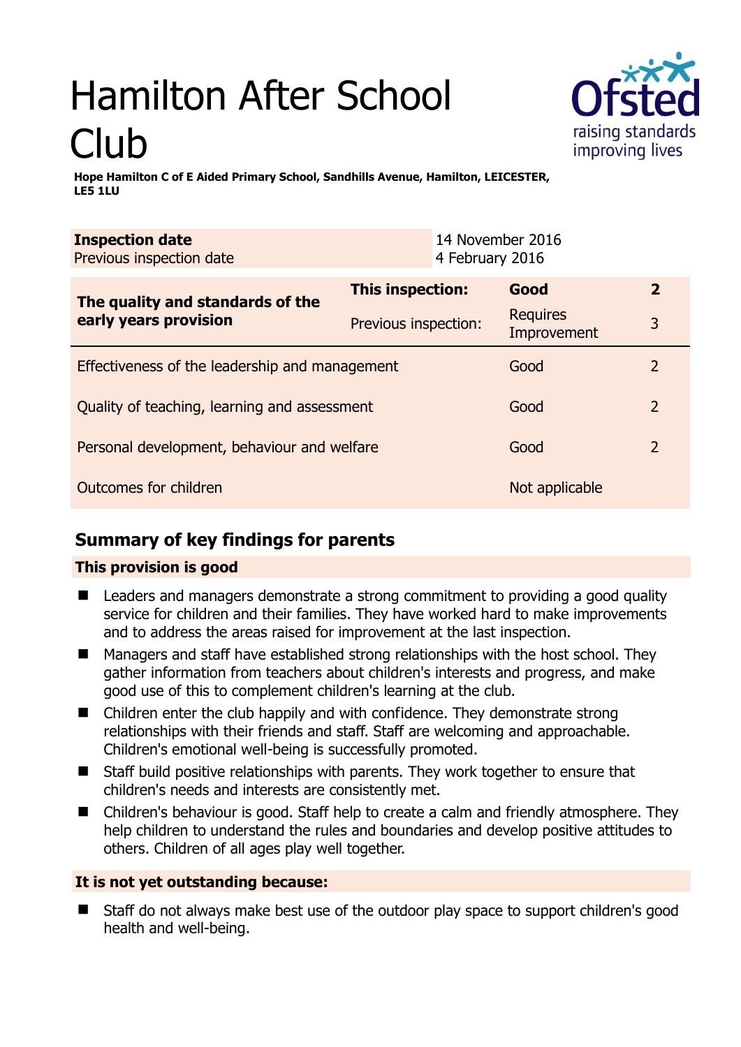# Hamilton After School Club

**Hope Hamilton C of E Aided Primary School, Sandhills Avenue, Hamilton, LEICESTER, LE5 1LU**

| **Inspection date** | 14 November 2016 |
|---|---|
| Previous inspection date | 4 February 2016 |

| | | | |
|---|---|---|---|
| **The quality and standards of the early years provision** | **This inspection:** | **Good** | **2** |
| | Previous inspection: | Requires Improvement | 3 |
| Effectiveness of the leadership and management | | Good | 2 |
| Quality of teaching, learning and assessment | | Good | 2 |
| Personal development, behaviour and welfare | | Good | 2 |
| Outcomes for children | | Not applicable | |

## Summary of key findings for parents

**This provision is good**

- Leaders and managers demonstrate a strong commitment to providing a good quality service for children and their families. They have worked hard to make improvements and to address the areas raised for improvement at the last inspection.
- Managers and staff have established strong relationships with the host school. They gather information from teachers about children's interests and progress, and make good use of this to complement children's learning at the club.
- Children enter the club happily and with confidence. They demonstrate strong relationships with their friends and staff. Staff are welcoming and approachable. Children's emotional well-being is successfully promoted.
- Staff build positive relationships with parents. They work together to ensure that children's needs and interests are consistently met.
- Children's behaviour is good. Staff help to create a calm and friendly atmosphere. They help children to understand the rules and boundaries and develop positive attitudes to others. Children of all ages play well together.

**It is not yet outstanding because:**

- Staff do not always make best use of the outdoor play space to support children's good health and well-being.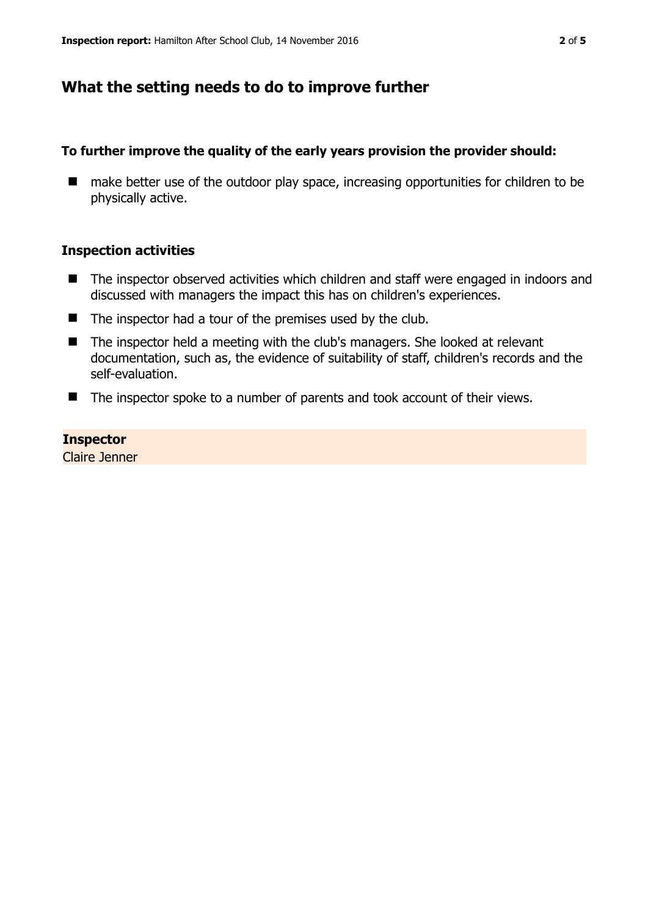## What the setting needs to do to improve further

**To further improve the quality of the early years provision the provider should:**

- make better use of the outdoor play space, increasing opportunities for children to be physically active.

### Inspection activities

- The inspector observed activities which children and staff were engaged in indoors and discussed with managers the impact this has on children's experiences.
- The inspector had a tour of the premises used by the club.
- The inspector held a meeting with the club's managers. She looked at relevant documentation, such as, the evidence of suitability of staff, children's records and the self-evaluation.
- The inspector spoke to a number of parents and took account of their views.

**Inspector**
Claire Jenner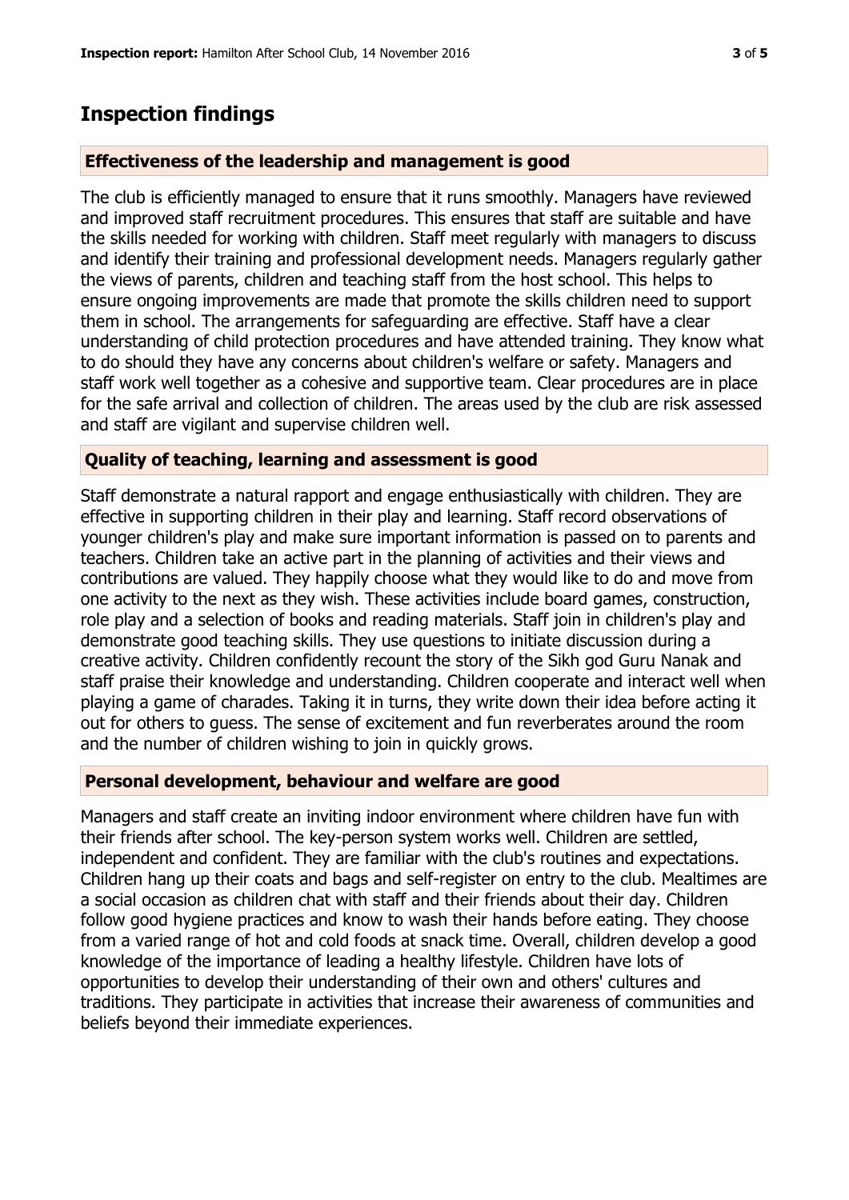## Inspection findings

### Effectiveness of the leadership and management is good

The club is efficiently managed to ensure that it runs smoothly. Managers have reviewed and improved staff recruitment procedures. This ensures that staff are suitable and have the skills needed for working with children. Staff meet regularly with managers to discuss and identify their training and professional development needs. Managers regularly gather the views of parents, children and teaching staff from the host school. This helps to ensure ongoing improvements are made that promote the skills children need to support them in school. The arrangements for safeguarding are effective. Staff have a clear understanding of child protection procedures and have attended training. They know what to do should they have any concerns about children's welfare or safety. Managers and staff work well together as a cohesive and supportive team. Clear procedures are in place for the safe arrival and collection of children. The areas used by the club are risk assessed and staff are vigilant and supervise children well.

### Quality of teaching, learning and assessment is good

Staff demonstrate a natural rapport and engage enthusiastically with children. They are effective in supporting children in their play and learning. Staff record observations of younger children's play and make sure important information is passed on to parents and teachers. Children take an active part in the planning of activities and their views and contributions are valued. They happily choose what they would like to do and move from one activity to the next as they wish. These activities include board games, construction, role play and a selection of books and reading materials. Staff join in children's play and demonstrate good teaching skills. They use questions to initiate discussion during a creative activity. Children confidently recount the story of the Sikh god Guru Nanak and staff praise their knowledge and understanding. Children cooperate and interact well when playing a game of charades. Taking it in turns, they write down their idea before acting it out for others to guess. The sense of excitement and fun reverberates around the room and the number of children wishing to join in quickly grows.

### Personal development, behaviour and welfare are good

Managers and staff create an inviting indoor environment where children have fun with their friends after school. The key-person system works well. Children are settled, independent and confident. They are familiar with the club's routines and expectations. Children hang up their coats and bags and self-register on entry to the club. Mealtimes are a social occasion as children chat with staff and their friends about their day. Children follow good hygiene practices and know to wash their hands before eating. They choose from a varied range of hot and cold foods at snack time. Overall, children develop a good knowledge of the importance of leading a healthy lifestyle. Children have lots of opportunities to develop their understanding of their own and others' cultures and traditions. They participate in activities that increase their awareness of communities and beliefs beyond their immediate experiences.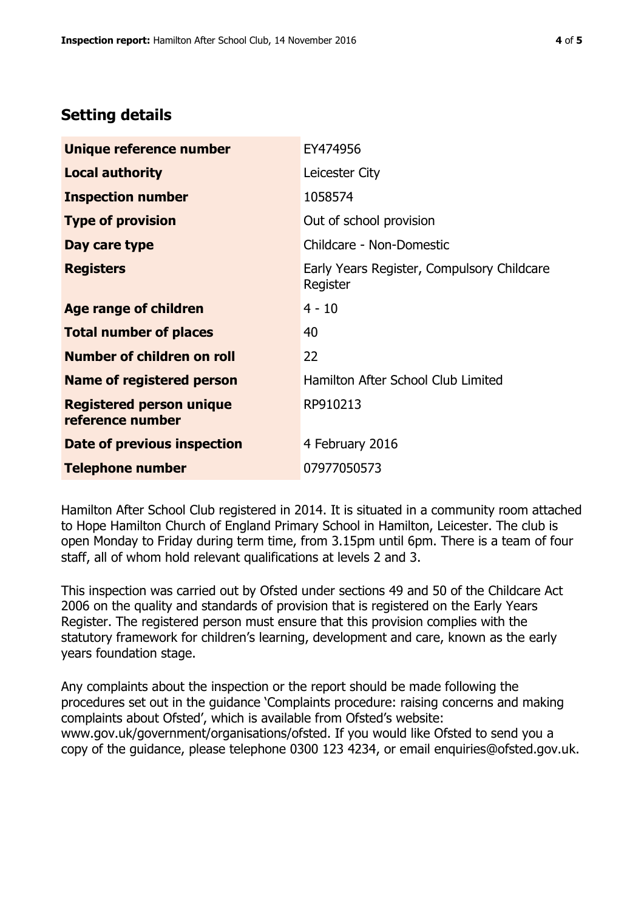## Setting details

| | |
|---|---|
| **Unique reference number** | EY474956 |
| **Local authority** | Leicester City |
| **Inspection number** | 1058574 |
| **Type of provision** | Out of school provision |
| **Day care type** | Childcare - Non-Domestic |
| **Registers** | Early Years Register, Compulsory Childcare Register |
| **Age range of children** | 4 - 10 |
| **Total number of places** | 40 |
| **Number of children on roll** | 22 |
| **Name of registered person** | Hamilton After School Club Limited |
| **Registered person unique reference number** | RP910213 |
| **Date of previous inspection** | 4 February 2016 |
| **Telephone number** | 07977050573 |

Hamilton After School Club registered in 2014. It is situated in a community room attached to Hope Hamilton Church of England Primary School in Hamilton, Leicester. The club is open Monday to Friday during term time, from 3.15pm until 6pm. There is a team of four staff, all of whom hold relevant qualifications at levels 2 and 3.

This inspection was carried out by Ofsted under sections 49 and 50 of the Childcare Act 2006 on the quality and standards of provision that is registered on the Early Years Register. The registered person must ensure that this provision complies with the statutory framework for children's learning, development and care, known as the early years foundation stage.

Any complaints about the inspection or the report should be made following the procedures set out in the guidance 'Complaints procedure: raising concerns and making complaints about Ofsted', which is available from Ofsted's website: www.gov.uk/government/organisations/ofsted. If you would like Ofsted to send you a copy of the guidance, please telephone 0300 123 4234, or email enquiries@ofsted.gov.uk.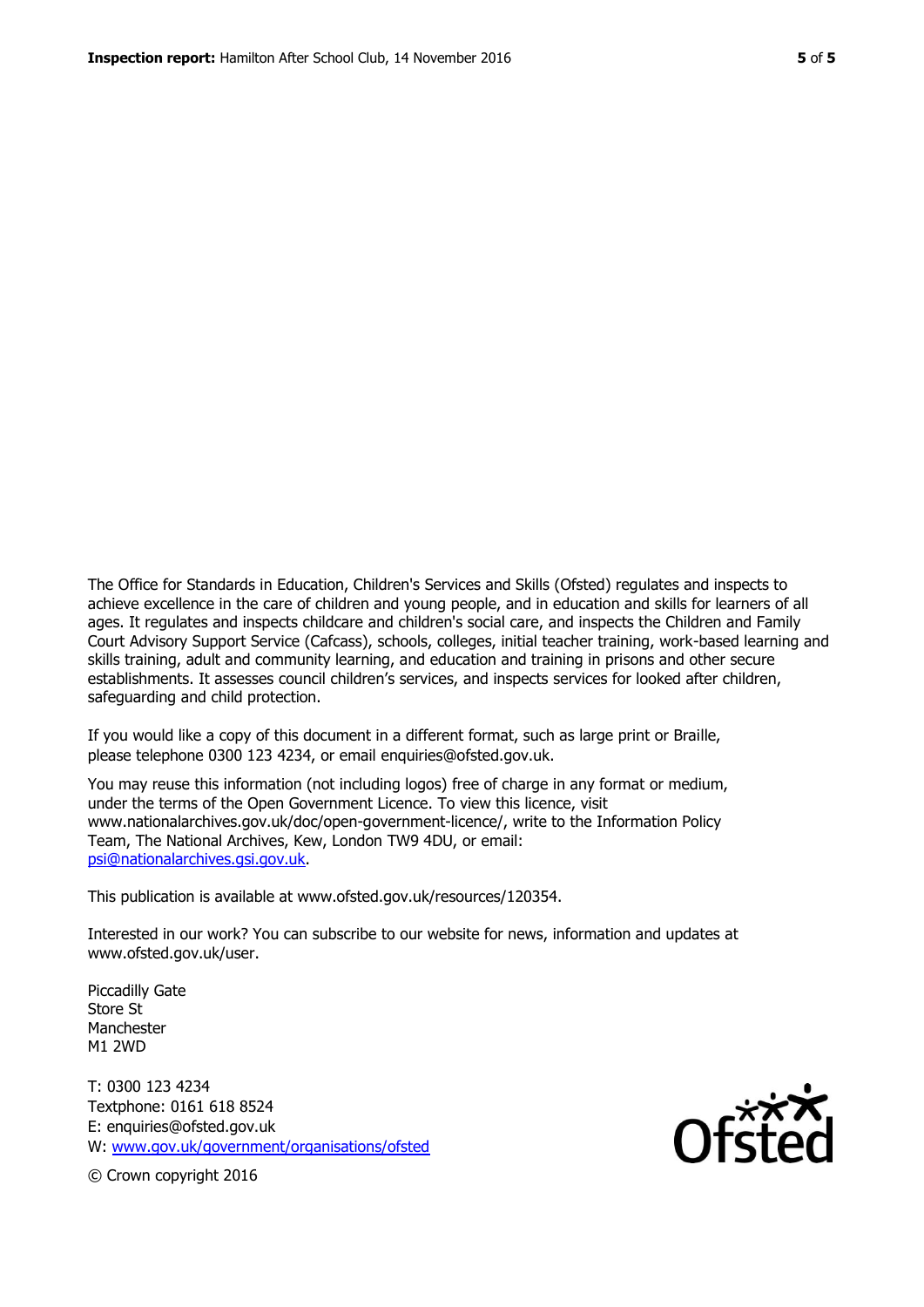The Office for Standards in Education, Children's Services and Skills (Ofsted) regulates and inspects to achieve excellence in the care of children and young people, and in education and skills for learners of all ages. It regulates and inspects childcare and children's social care, and inspects the Children and Family Court Advisory Support Service (Cafcass), schools, colleges, initial teacher training, work-based learning and skills training, adult and community learning, and education and training in prisons and other secure establishments. It assesses council children's services, and inspects services for looked after children, safeguarding and child protection.

If you would like a copy of this document in a different format, such as large print or Braille, please telephone 0300 123 4234, or email enquiries@ofsted.gov.uk.

You may reuse this information (not including logos) free of charge in any format or medium, under the terms of the Open Government Licence. To view this licence, visit www.nationalarchives.gov.uk/doc/open-government-licence/, write to the Information Policy Team, The National Archives, Kew, London TW9 4DU, or email: psi@nationalarchives.gsi.gov.uk.

This publication is available at www.ofsted.gov.uk/resources/120354.

Interested in our work? You can subscribe to our website for news, information and updates at www.ofsted.gov.uk/user.

Piccadilly Gate
Store St
Manchester
M1 2WD

T: 0300 123 4234
Textphone: 0161 618 8524
E: enquiries@ofsted.gov.uk
W: www.gov.uk/government/organisations/ofsted

© Crown copyright 2016